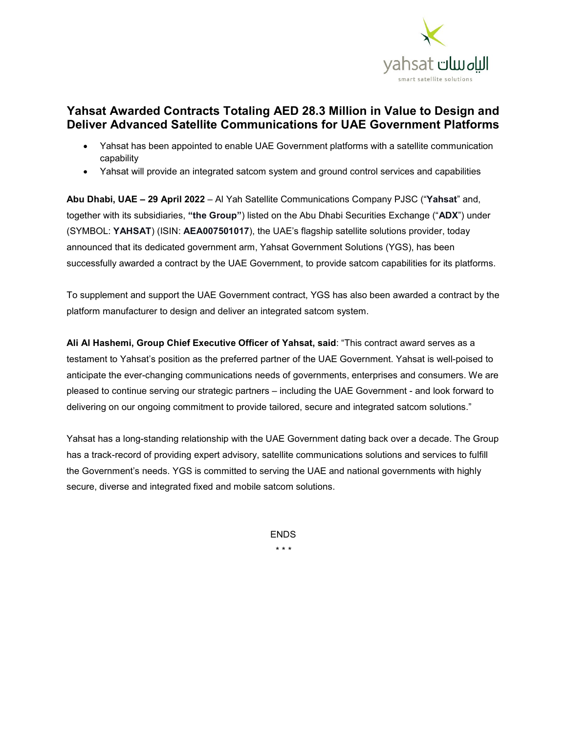# Yahsat Awarded Contracts Totaling AED 28.3 Million in Value to Design and Deliver Advanced Satellite Communications for UAE Government Platforms

- Yahsat has been appointed to enable UAE Government platforms with a satellite communication capability
- Yahsat will provide an integrated satcom system and ground control services and capabilities

**Abu Dhabi, UAE – 29 April 2022** – Al Yah Satellite Communications Company PJSC ("**Yahsat**" and, together with its subsidiaries, **"the Group"**) listed on the Abu Dhabi Securities Exchange ("**ADX**") under (SYMBOL: **YAHSAT**) (ISIN: **AEA007501017**), the UAE's flagship satellite solutions provider, today announced that its dedicated government arm, Yahsat Government Solutions (YGS), has been successfully awarded a contract by the UAE Government, to provide satcom capabilities for its platforms.

To supplement and support the UAE Government contract, YGS has also been awarded a contract by the platform manufacturer to design and deliver an integrated satcom system.

**Ali Al Hashemi, Group Chief Executive Officer of Yahsat, said**: "This contract award serves as a testament to Yahsat's position as the preferred partner of the UAE Government. Yahsat is well-poised to anticipate the ever-changing communications needs of governments, enterprises and consumers. We are pleased to continue serving our strategic partners – including the UAE Government - and look forward to delivering on our ongoing commitment to provide tailored, secure and integrated satcom solutions."

Yahsat has a long-standing relationship with the UAE Government dating back over a decade. The Group has a track-record of providing expert advisory, satellite communications solutions and services to fulfill the Government's needs. YGS is committed to serving the UAE and national governments with highly secure, diverse and integrated fixed and mobile satcom solutions.

ENDS

* * *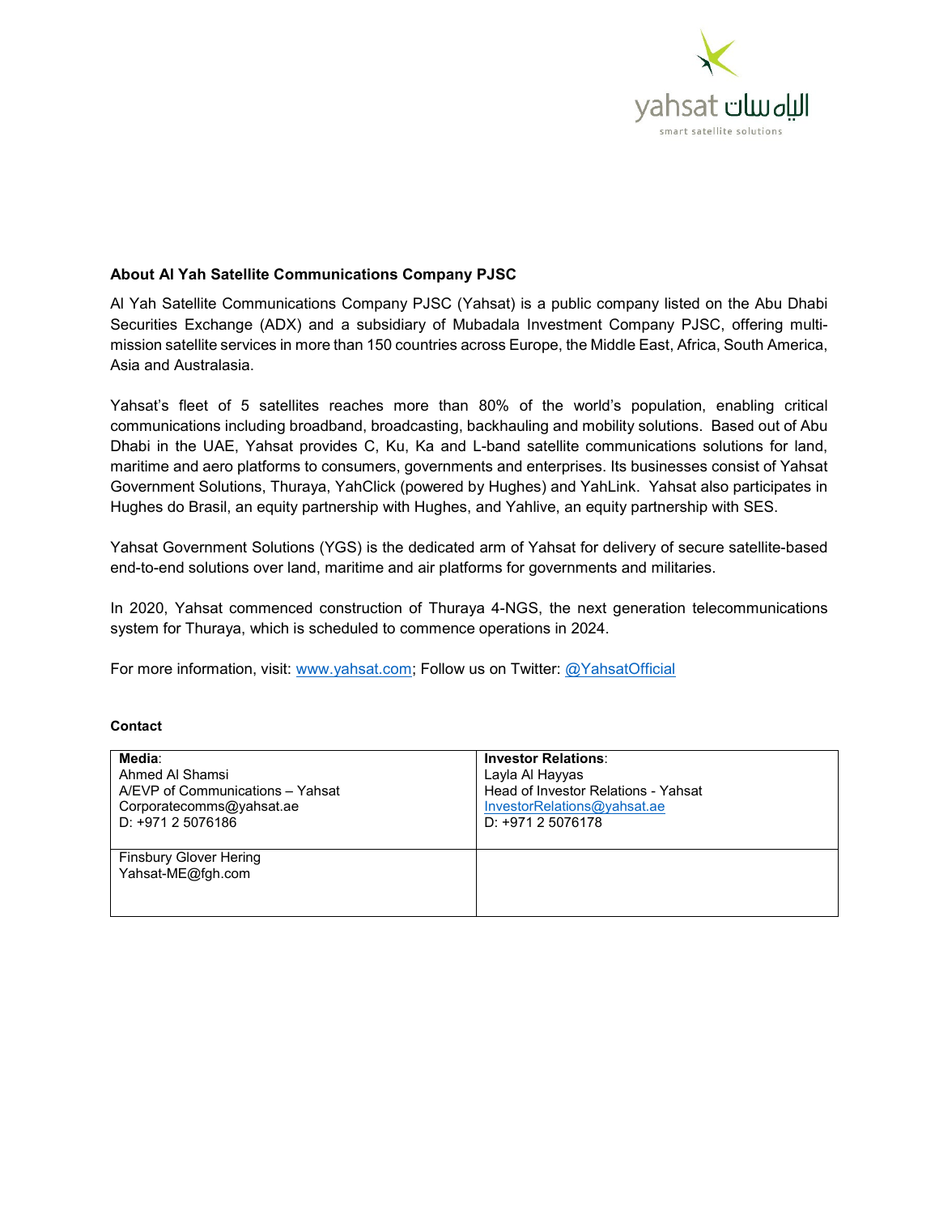**About Al Yah Satellite Communications Company PJSC**

Al Yah Satellite Communications Company PJSC (Yahsat) is a public company listed on the Abu Dhabi Securities Exchange (ADX) and a subsidiary of Mubadala Investment Company PJSC, offering multi-mission satellite services in more than 150 countries across Europe, the Middle East, Africa, South America, Asia and Australasia.

Yahsat's fleet of 5 satellites reaches more than 80% of the world's population, enabling critical communications including broadband, broadcasting, backhauling and mobility solutions. Based out of Abu Dhabi in the UAE, Yahsat provides C, Ku, Ka and L-band satellite communications solutions for land, maritime and aero platforms to consumers, governments and enterprises. Its businesses consist of Yahsat Government Solutions, Thuraya, YahClick (powered by Hughes) and YahLink. Yahsat also participates in Hughes do Brasil, an equity partnership with Hughes, and Yahlive, an equity partnership with SES.

Yahsat Government Solutions (YGS) is the dedicated arm of Yahsat for delivery of secure satellite-based end-to-end solutions over land, maritime and air platforms for governments and militaries.

In 2020, Yahsat commenced construction of Thuraya 4-NGS, the next generation telecommunications system for Thuraya, which is scheduled to commence operations in 2024.

For more information, visit: www.yahsat.com; Follow us on Twitter: @YahsatOfficial

**Contact**

| | |
|---|---|
| **Media**:<br>Ahmed Al Shamsi<br>A/EVP of Communications – Yahsat<br>Corporatecomms@yahsat.ae<br>D: +971 2 5076186 | **Investor Relations**:<br>Layla Al Hayyas<br>Head of Investor Relations - Yahsat<br>InvestorRelations@yahsat.ae<br>D: +971 2 5076178 |
| Finsbury Glover Hering<br>Yahsat-ME@fgh.com | |